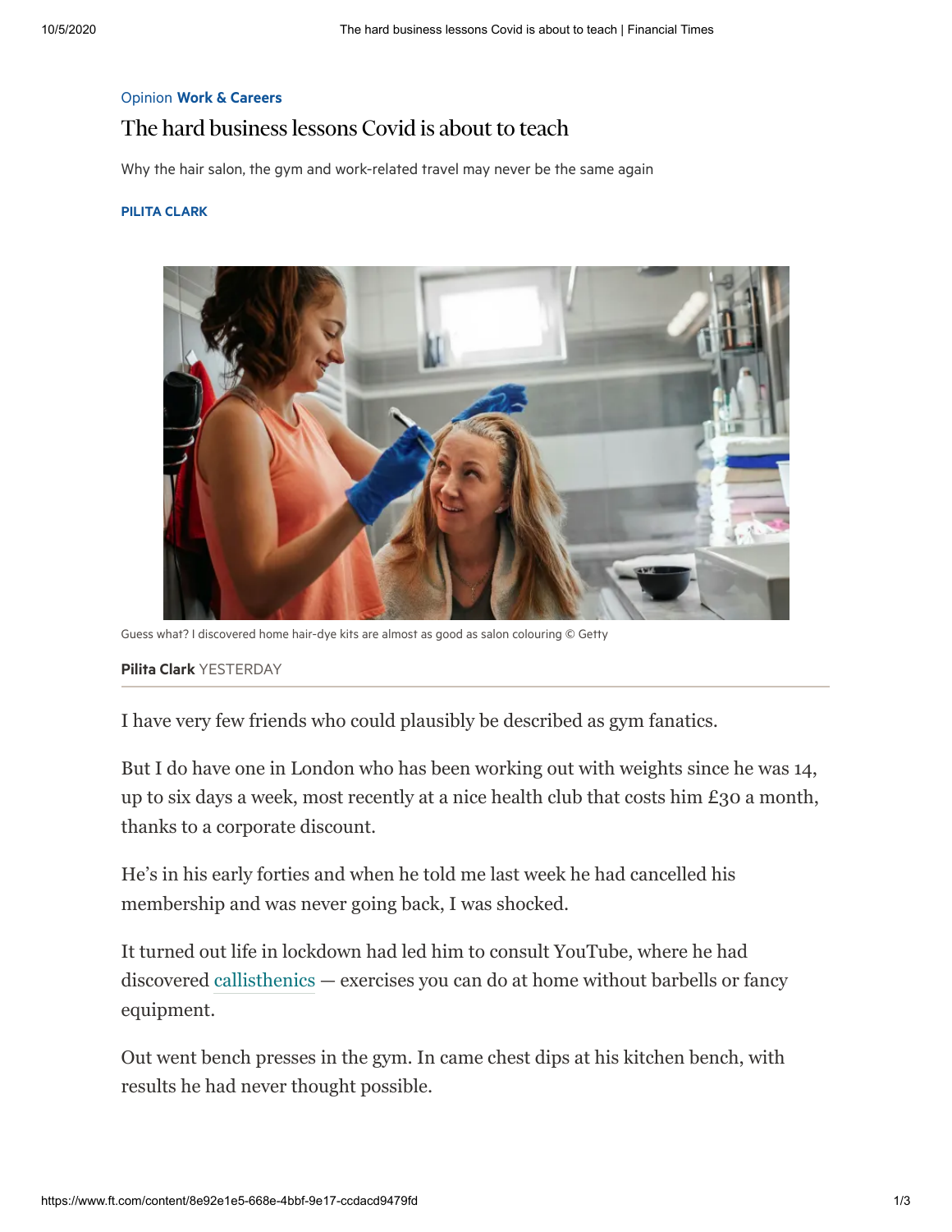Opinion **Work & Careers**

# The hard business lessons Covid is about to teach

Why the hair salon, the gym and work-related travel may never be the same again

**PILITA CLARK**

Guess what? I discovered home hair-dye kits are almost as good as salon colouring © Getty

**Pilita Clark** YESTERDAY

I have very few friends who could plausibly be described as gym fanatics.

But I do have one in London who has been working out with weights since he was 14, up to six days a week, most recently at a nice health club that costs him £30 a month, thanks to a corporate discount.

He's in his early forties and when he told me last week he had cancelled his membership and was never going back, I was shocked.

It turned out life in lockdown had led him to consult YouTube, where he had discovered callisthenics — exercises you can do at home without barbells or fancy equipment.

Out went bench presses in the gym. In came chest dips at his kitchen bench, with results he had never thought possible.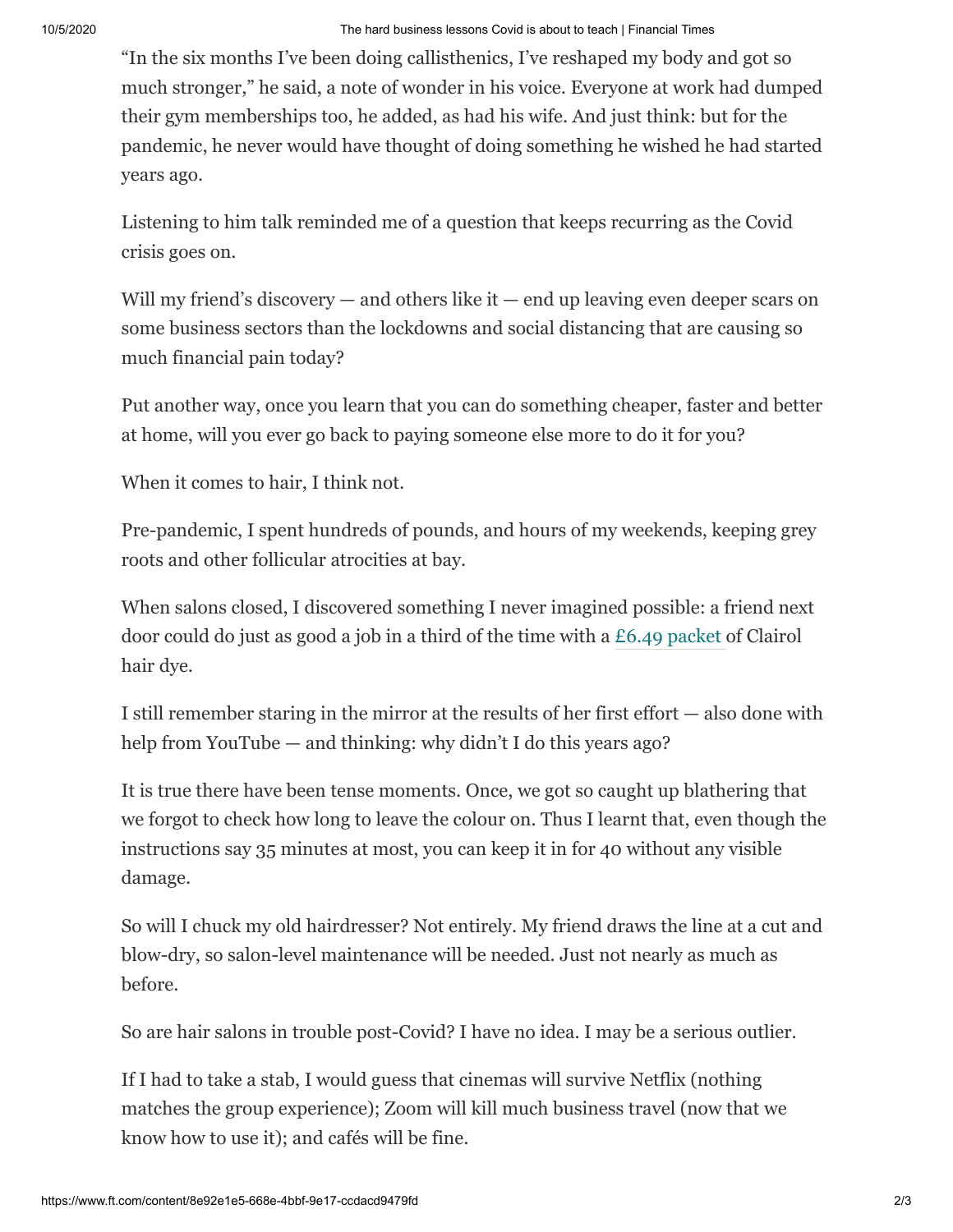"In the six months I've been doing callisthenics, I've reshaped my body and got so much stronger," he said, a note of wonder in his voice. Everyone at work had dumped their gym memberships too, he added, as had his wife. And just think: but for the pandemic, he never would have thought of doing something he wished he had started years ago.

Listening to him talk reminded me of a question that keeps recurring as the Covid crisis goes on.

Will my friend's discovery — and others like it — end up leaving even deeper scars on some business sectors than the lockdowns and social distancing that are causing so much financial pain today?

Put another way, once you learn that you can do something cheaper, faster and better at home, will you ever go back to paying someone else more to do it for you?

When it comes to hair, I think not.

Pre-pandemic, I spent hundreds of pounds, and hours of my weekends, keeping grey roots and other follicular atrocities at bay.

When salons closed, I discovered something I never imagined possible: a friend next door could do just as good a job in a third of the time with a £6.49 packet of Clairol hair dye.

I still remember staring in the mirror at the results of her first effort — also done with help from YouTube — and thinking: why didn't I do this years ago?

It is true there have been tense moments. Once, we got so caught up blathering that we forgot to check how long to leave the colour on. Thus I learnt that, even though the instructions say 35 minutes at most, you can keep it in for 40 without any visible damage.

So will I chuck my old hairdresser? Not entirely. My friend draws the line at a cut and blow-dry, so salon-level maintenance will be needed. Just not nearly as much as before.

So are hair salons in trouble post-Covid? I have no idea. I may be a serious outlier.

If I had to take a stab, I would guess that cinemas will survive Netflix (nothing matches the group experience); Zoom will kill much business travel (now that we know how to use it); and cafés will be fine.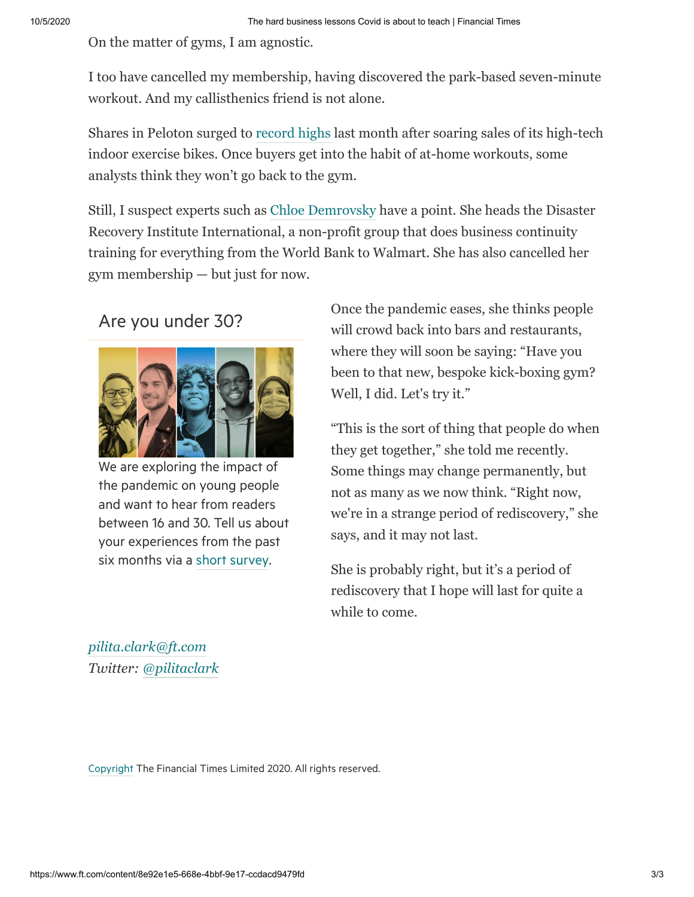On the matter of gyms, I am agnostic.

I too have cancelled my membership, having discovered the park-based seven-minute workout. And my callisthenics friend is not alone.

Shares in Peloton surged to record highs last month after soaring sales of its high-tech indoor exercise bikes. Once buyers get into the habit of at-home workouts, some analysts think they won't go back to the gym.

Still, I suspect experts such as Chloe Demrovsky have a point. She heads the Disaster Recovery Institute International, a non-profit group that does business continuity training for everything from the World Bank to Walmart. She has also cancelled her gym membership — but just for now.

Once the pandemic eases, she thinks people will crowd back into bars and restaurants, where they will soon be saying: "Have you been to that new, bespoke kick-boxing gym? Well, I did. Let's try it."

"This is the sort of thing that people do when they get together," she told me recently. Some things may change permanently, but not as many as we now think. "Right now, we're in a strange period of rediscovery," she says, and it may not last.

She is probably right, but it's a period of rediscovery that I hope will last for quite a while to come.

## Are you under 30?

We are exploring the impact of the pandemic on young people and want to hear from readers between 16 and 30. Tell us about your experiences from the past six months via a short survey.

*pilita.clark@ft.com*
*Twitter: @pilitaclark*

Copyright The Financial Times Limited 2020. All rights reserved.